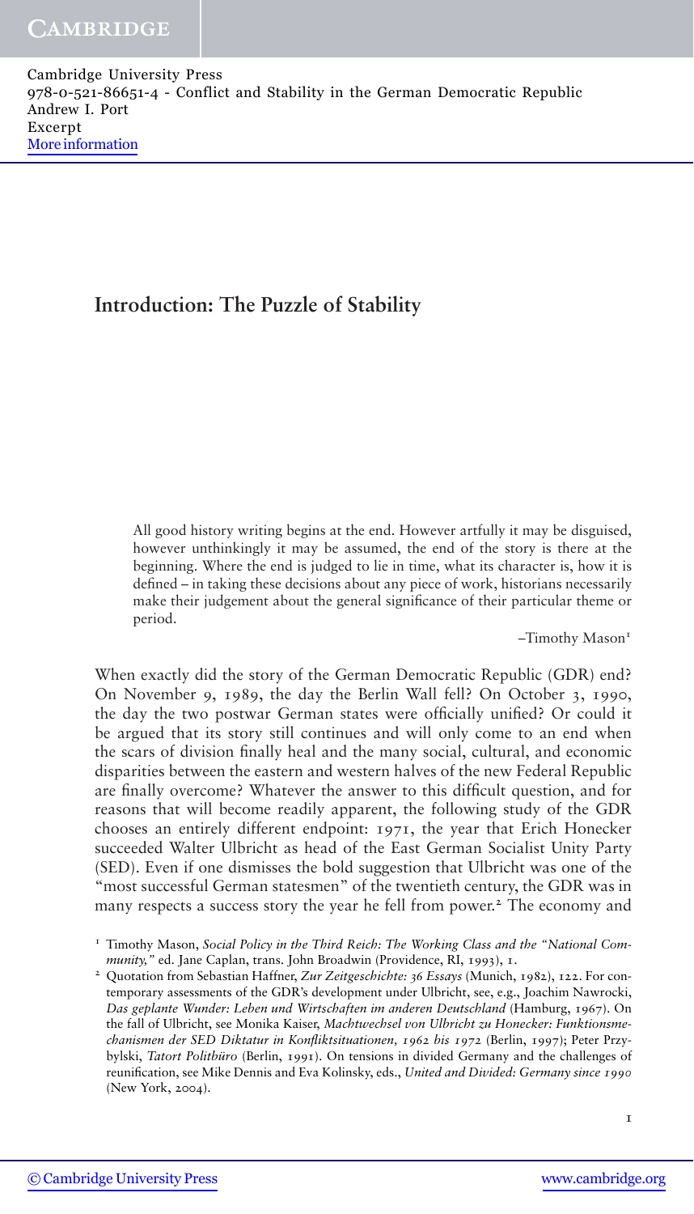# Introduction: The Puzzle of Stability

> All good history writing begins at the end. However artfully it may be disguised, however unthinkingly it may be assumed, the end of the story is there at the beginning. Where the end is judged to lie in time, what its character is, how it is defined – in taking these decisions about any piece of work, historians necessarily make their judgement about the general significance of their particular theme or period.
>
> –Timothy Mason[1]

When exactly did the story of the German Democratic Republic (GDR) end? On November 9, 1989, the day the Berlin Wall fell? On October 3, 1990, the day the two postwar German states were officially unified? Or could it be argued that its story still continues and will only come to an end when the scars of division finally heal and the many social, cultural, and economic disparities between the eastern and western halves of the new Federal Republic are finally overcome? Whatever the answer to this difficult question, and for reasons that will become readily apparent, the following study of the GDR chooses an entirely different endpoint: 1971, the year that Erich Honecker succeeded Walter Ulbricht as head of the East German Socialist Unity Party (SED). Even if one dismisses the bold suggestion that Ulbricht was one of the "most successful German statesmen" of the twentieth century, the GDR was in many respects a success story the year he fell from power.[2] The economy and

---

[1] Timothy Mason, *Social Policy in the Third Reich: The Working Class and the "National Community,"* ed. Jane Caplan, trans. John Broadwin (Providence, RI, 1993), 1.

[2] Quotation from Sebastian Haffner, *Zur Zeitgeschichte: 36 Essays* (Munich, 1982), 122. For contemporary assessments of the GDR's development under Ulbricht, see, e.g., Joachim Nawrocki, *Das geplante Wunder: Leben und Wirtschaften im anderen Deutschland* (Hamburg, 1967). On the fall of Ulbricht, see Monika Kaiser, *Machtwechsel von Ulbricht zu Honecker: Funktionsmechanismen der SED Diktatur in Konfliktsituationen, 1962 bis 1972* (Berlin, 1997); Peter Przybylski, *Tatort Politbüro* (Berlin, 1991). On tensions in divided Germany and the challenges of reunification, see Mike Dennis and Eva Kolinsky, eds., *United and Divided: Germany since 1990* (New York, 2004).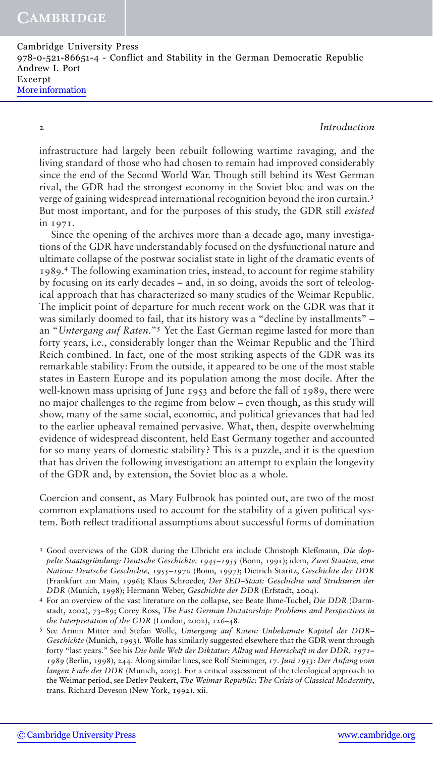infrastructure had largely been rebuilt following wartime ravaging, and the living standard of those who had chosen to remain had improved considerably since the end of the Second World War. Though still behind its West German rival, the GDR had the strongest economy in the Soviet bloc and was on the verge of gaining widespread international recognition beyond the iron curtain.[3] But most important, and for the purposes of this study, the GDR still *existed* in 1971.

Since the opening of the archives more than a decade ago, many investigations of the GDR have understandably focused on the dysfunctional nature and ultimate collapse of the postwar socialist state in light of the dramatic events of 1989.[4] The following examination tries, instead, to account for regime stability by focusing on its early decades – and, in so doing, avoids the sort of teleological approach that has characterized so many studies of the Weimar Republic. The implicit point of departure for much recent work on the GDR was that it was similarly doomed to fail, that its history was a "decline by installments" – an "*Untergang auf Raten*."[5] Yet the East German regime lasted for more than forty years, i.e., considerably longer than the Weimar Republic and the Third Reich combined. In fact, one of the most striking aspects of the GDR was its remarkable stability: From the outside, it appeared to be one of the most stable states in Eastern Europe and its population among the most docile. After the well-known mass uprising of June 1953 and before the fall of 1989, there were no major challenges to the regime from below – even though, as this study will show, many of the same social, economic, and political grievances that had led to the earlier upheaval remained pervasive. What, then, despite overwhelming evidence of widespread discontent, held East Germany together and accounted for so many years of domestic stability? This is a puzzle, and it is the question that has driven the following investigation: an attempt to explain the longevity of the GDR and, by extension, the Soviet bloc as a whole.

Coercion and consent, as Mary Fulbrook has pointed out, are two of the most common explanations used to account for the stability of a given political system. Both reflect traditional assumptions about successful forms of domination

---

[3] Good overviews of the GDR during the Ulbricht era include Christoph Kleßmann, *Die doppelte Staatsgründung: Deutsche Geschichte, 1945–1955* (Bonn, 1991); idem, *Zwei Staaten, eine Nation: Deutsche Geschichte, 1955–1970* (Bonn, 1997); Dietrich Staritz, *Geschichte der DDR* (Frankfurt am Main, 1996); Klaus Schroeder, *Der SED–Staat: Geschichte und Strukturen der DDR* (Munich, 1998); Hermann Weber, *Geschichte der DDR* (Erfstadt, 2004).

[4] For an overview of the vast literature on the collapse, see Beate Ihme-Tuchel, *Die DDR* (Darmstadt, 2002), 73–89; Corey Ross, *The East German Dictatorship: Problems and Perspectives in the Interpretation of the GDR* (London, 2002), 126–48.

[5] See Armin Mitter and Stefan Wolle, *Untergang auf Raten: Unbekannte Kapitel der DDR–Geschichte* (Munich, 1993). Wolle has similarly suggested elsewhere that the GDR went through forty "last years." See his *Die heile Welt der Diktatur: Alltag und Herrschaft in der DDR, 1971–1989* (Berlin, 1998), 244. Along similar lines, see Rolf Steininger, *17. Juni 1953: Der Anfang vom langen Ende der DDR* (Munich, 2003). For a critical assessment of the teleological approach to the Weimar period, see Detlev Peukert, *The Weimar Republic: The Crisis of Classical Modernity*, trans. Richard Deveson (New York, 1992), xii.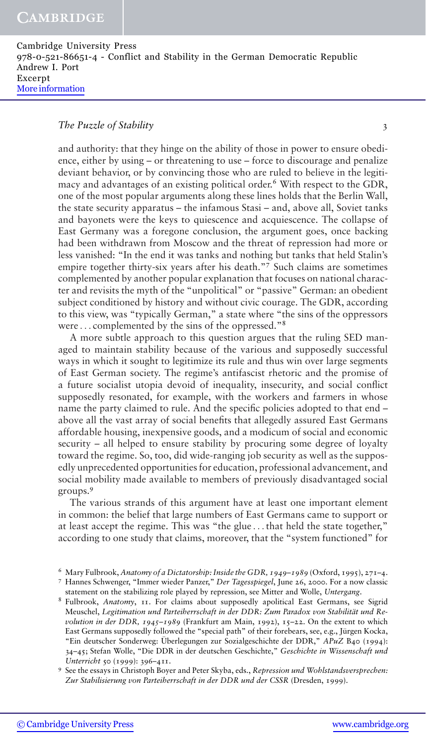and authority: that they hinge on the ability of those in power to ensure obedience, either by using – or threatening to use – force to discourage and penalize deviant behavior, or by convincing those who are ruled to believe in the legitimacy and advantages of an existing political order.[6] With respect to the GDR, one of the most popular arguments along these lines holds that the Berlin Wall, the state security apparatus – the infamous Stasi – and, above all, Soviet tanks and bayonets were the keys to quiescence and acquiescence. The collapse of East Germany was a foregone conclusion, the argument goes, once backing had been withdrawn from Moscow and the threat of repression had more or less vanished: "In the end it was tanks and nothing but tanks that held Stalin's empire together thirty-six years after his death."[7] Such claims are sometimes complemented by another popular explanation that focuses on national character and revisits the myth of the "unpolitical" or "passive" German: an obedient subject conditioned by history and without civic courage. The GDR, according to this view, was "typically German," a state where "the sins of the oppressors were . . . complemented by the sins of the oppressed."[8]

A more subtle approach to this question argues that the ruling SED managed to maintain stability because of the various and supposedly successful ways in which it sought to legitimize its rule and thus win over large segments of East German society. The regime's antifascist rhetoric and the promise of a future socialist utopia devoid of inequality, insecurity, and social conflict supposedly resonated, for example, with the workers and farmers in whose name the party claimed to rule. And the specific policies adopted to that end – above all the vast array of social benefits that allegedly assured East Germans affordable housing, inexpensive goods, and a modicum of social and economic security – all helped to ensure stability by procuring some degree of loyalty toward the regime. So, too, did wide-ranging job security as well as the supposedly unprecedented opportunities for education, professional advancement, and social mobility made available to members of previously disadvantaged social groups.[9]

The various strands of this argument have at least one important element in common: the belief that large numbers of East Germans came to support or at least accept the regime. This was "the glue . . . that held the state together," according to one study that claims, moreover, that the "system functioned" for

---

[6] Mary Fulbrook, *Anatomy of a Dictatorship: Inside the GDR, 1949–1989* (Oxford, 1995), 271–4.

[7] Hannes Schwenger, "Immer wieder Panzer," *Der Tagesspiegel*, June 26, 2000. For a now classic statement on the stabilizing role played by repression, see Mitter and Wolle, *Untergang*.

[8] Fulbrook, *Anatomy*, 11. For claims about supposedly apolitical East Germans, see Sigrid Meuschel, *Legitimation und Parteiherrschaft in der DDR: Zum Paradox von Stabilität und Revolution in der DDR, 1945–1989* (Frankfurt am Main, 1992), 15–22. On the extent to which East Germans supposedly followed the "special path" of their forebears, see, e.g., Jürgen Kocka, "Ein deutscher Sonderweg: Überlegungen zur Sozialgeschichte der DDR," *APuZ* B40 (1994): 34–45; Stefan Wolle, "Die DDR in der deutschen Geschichte," *Geschichte in Wissenschaft und Unterricht* 50 (1999): 396–411.

[9] See the essays in Christoph Boyer and Peter Skyba, eds., *Repression und Wohlstandsversprechen: Zur Stabilisierung von Parteiherrschaft in der DDR und der CSSR* (Dresden, 1999).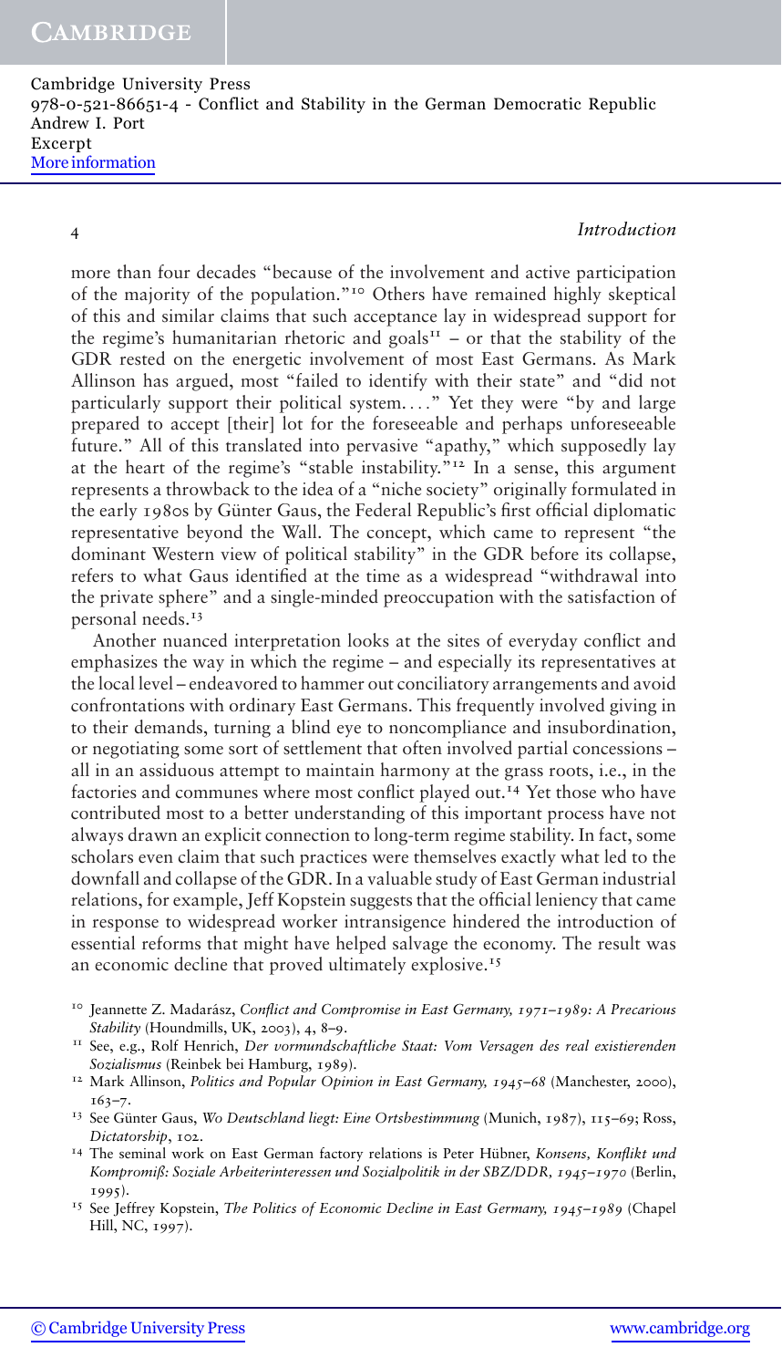more than four decades "because of the involvement and active participation of the majority of the population."[10] Others have remained highly skeptical of this and similar claims that such acceptance lay in widespread support for the regime's humanitarian rhetoric and goals[11] – or that the stability of the GDR rested on the energetic involvement of most East Germans. As Mark Allinson has argued, most "failed to identify with their state" and "did not particularly support their political system...." Yet they were "by and large prepared to accept [their] lot for the foreseeable and perhaps unforeseeable future." All of this translated into pervasive "apathy," which supposedly lay at the heart of the regime's "stable instability."[12] In a sense, this argument represents a throwback to the idea of a "niche society" originally formulated in the early 1980s by Günter Gaus, the Federal Republic's first official diplomatic representative beyond the Wall. The concept, which came to represent "the dominant Western view of political stability" in the GDR before its collapse, refers to what Gaus identified at the time as a widespread "withdrawal into the private sphere" and a single-minded preoccupation with the satisfaction of personal needs.[13]

Another nuanced interpretation looks at the sites of everyday conflict and emphasizes the way in which the regime – and especially its representatives at the local level – endeavored to hammer out conciliatory arrangements and avoid confrontations with ordinary East Germans. This frequently involved giving in to their demands, turning a blind eye to noncompliance and insubordination, or negotiating some sort of settlement that often involved partial concessions – all in an assiduous attempt to maintain harmony at the grass roots, i.e., in the factories and communes where most conflict played out.[14] Yet those who have contributed most to a better understanding of this important process have not always drawn an explicit connection to long-term regime stability. In fact, some scholars even claim that such practices were themselves exactly what led to the downfall and collapse of the GDR. In a valuable study of East German industrial relations, for example, Jeff Kopstein suggests that the official leniency that came in response to widespread worker intransigence hindered the introduction of essential reforms that might have helped salvage the economy. The result was an economic decline that proved ultimately explosive.[15]

[10] Jeannette Z. Madarász, *Conflict and Compromise in East Germany, 1971–1989: A Precarious Stability* (Houndmills, UK, 2003), 4, 8–9.

[11] See, e.g., Rolf Henrich, *Der vormundschaftliche Staat: Vom Versagen des real existierenden Sozialismus* (Reinbek bei Hamburg, 1989).

[12] Mark Allinson, *Politics and Popular Opinion in East Germany, 1945–68* (Manchester, 2000), 163–7.

[13] See Günter Gaus, *Wo Deutschland liegt: Eine Ortsbestimmung* (Munich, 1987), 115–69; Ross, *Dictatorship*, 102.

[14] The seminal work on East German factory relations is Peter Hübner, *Konsens, Konflikt und Kompromiß: Soziale Arbeiterinteressen und Sozialpolitik in der SBZ/DDR, 1945–1970* (Berlin, 1995).

[15] See Jeffrey Kopstein, *The Politics of Economic Decline in East Germany, 1945–1989* (Chapel Hill, NC, 1997).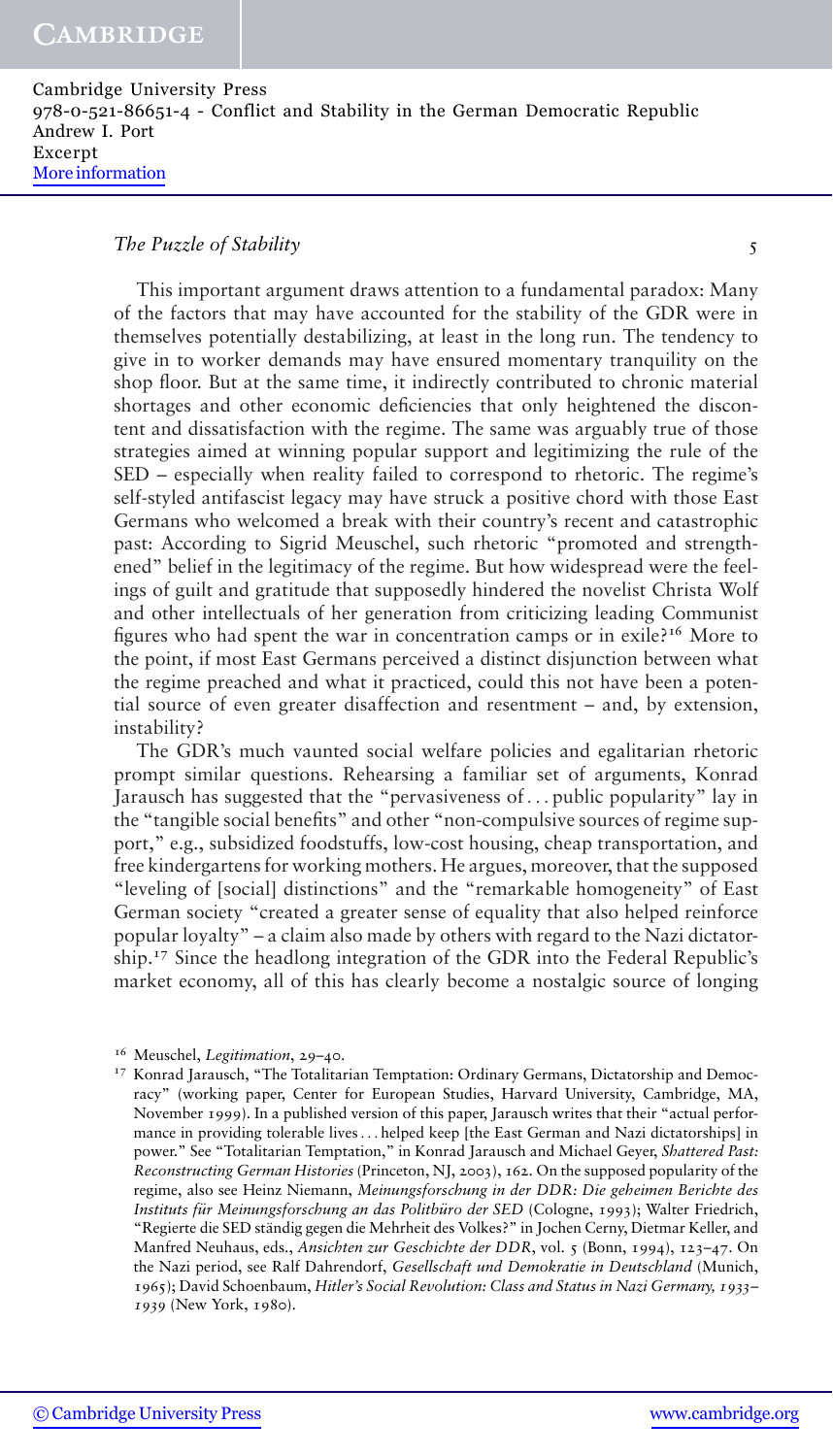This important argument draws attention to a fundamental paradox: Many of the factors that may have accounted for the stability of the GDR were in themselves potentially destabilizing, at least in the long run. The tendency to give in to worker demands may have ensured momentary tranquility on the shop floor. But at the same time, it indirectly contributed to chronic material shortages and other economic deficiencies that only heightened the discontent and dissatisfaction with the regime. The same was arguably true of those strategies aimed at winning popular support and legitimizing the rule of the SED – especially when reality failed to correspond to rhetoric. The regime's self-styled antifascist legacy may have struck a positive chord with those East Germans who welcomed a break with their country's recent and catastrophic past: According to Sigrid Meuschel, such rhetoric "promoted and strengthened" belief in the legitimacy of the regime. But how widespread were the feelings of guilt and gratitude that supposedly hindered the novelist Christa Wolf and other intellectuals of her generation from criticizing leading Communist figures who had spent the war in concentration camps or in exile?[16] More to the point, if most East Germans perceived a distinct disjunction between what the regime preached and what it practiced, could this not have been a potential source of even greater disaffection and resentment – and, by extension, instability?

The GDR's much vaunted social welfare policies and egalitarian rhetoric prompt similar questions. Rehearsing a familiar set of arguments, Konrad Jarausch has suggested that the "pervasiveness of . . . public popularity" lay in the "tangible social benefits" and other "non-compulsive sources of regime support," e.g., subsidized foodstuffs, low-cost housing, cheap transportation, and free kindergartens for working mothers. He argues, moreover, that the supposed "leveling of [social] distinctions" and the "remarkable homogeneity" of East German society "created a greater sense of equality that also helped reinforce popular loyalty" – a claim also made by others with regard to the Nazi dictatorship.[17] Since the headlong integration of the GDR into the Federal Republic's market economy, all of this has clearly become a nostalgic source of longing

[16] Meuschel, *Legitimation*, 29–40.

[17] Konrad Jarausch, "The Totalitarian Temptation: Ordinary Germans, Dictatorship and Democracy" (working paper, Center for European Studies, Harvard University, Cambridge, MA, November 1999). In a published version of this paper, Jarausch writes that their "actual performance in providing tolerable lives . . . helped keep [the East German and Nazi dictatorships] in power." See "Totalitarian Temptation," in Konrad Jarausch and Michael Geyer, *Shattered Past: Reconstructing German Histories* (Princeton, NJ, 2003), 162. On the supposed popularity of the regime, also see Heinz Niemann, *Meinungsforschung in der DDR: Die geheimen Berichte des Instituts für Meinungsforschung an das Politbüro der SED* (Cologne, 1993); Walter Friedrich, "Regierte die SED ständig gegen die Mehrheit des Volkes?" in Jochen Cerny, Dietmar Keller, and Manfred Neuhaus, eds., *Ansichten zur Geschichte der DDR*, vol. 5 (Bonn, 1994), 123–47. On the Nazi period, see Ralf Dahrendorf, *Gesellschaft und Demokratie in Deutschland* (Munich, 1965); David Schoenbaum, *Hitler's Social Revolution: Class and Status in Nazi Germany, 1933–1939* (New York, 1980).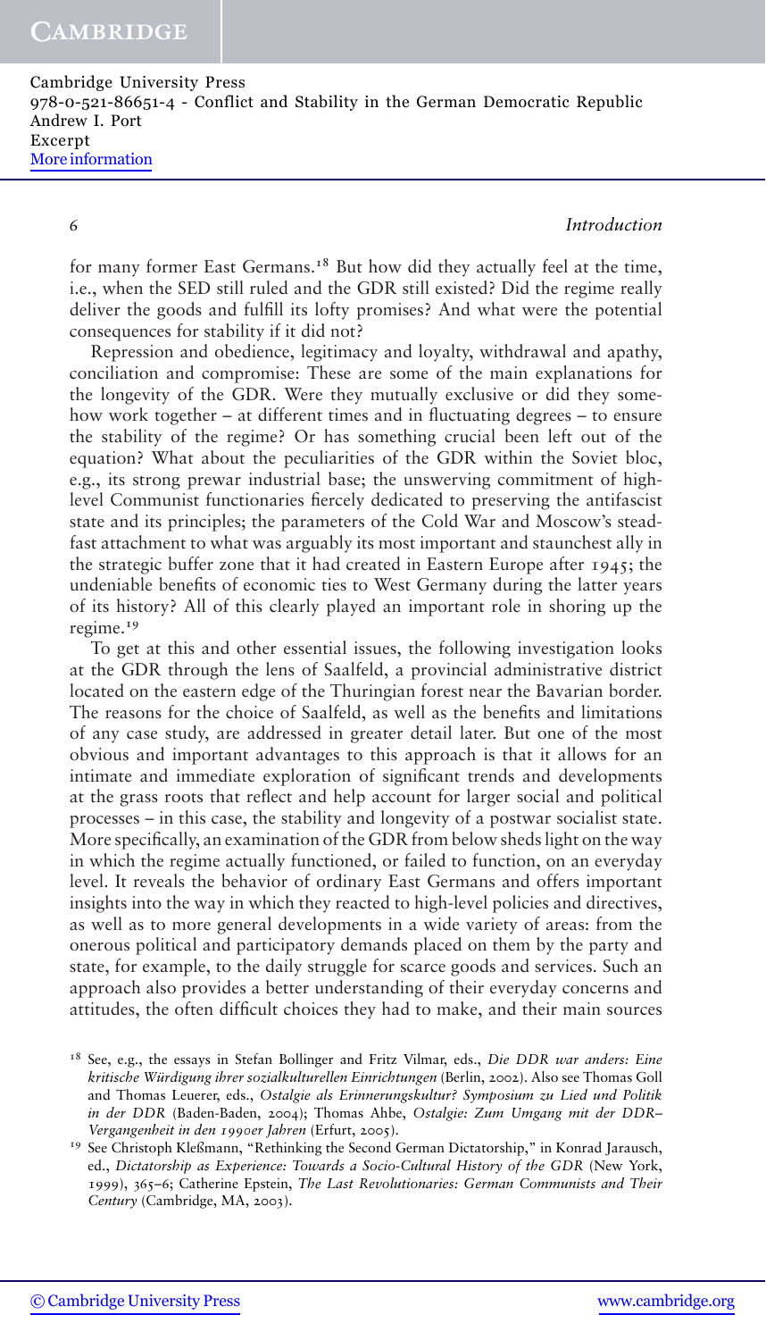for many former East Germans.[18] But how did they actually feel at the time, i.e., when the SED still ruled and the GDR still existed? Did the regime really deliver the goods and fulfill its lofty promises? And what were the potential consequences for stability if it did not?

Repression and obedience, legitimacy and loyalty, withdrawal and apathy, conciliation and compromise: These are some of the main explanations for the longevity of the GDR. Were they mutually exclusive or did they somehow work together – at different times and in fluctuating degrees – to ensure the stability of the regime? Or has something crucial been left out of the equation? What about the peculiarities of the GDR within the Soviet bloc, e.g., its strong prewar industrial base; the unswerving commitment of high-level Communist functionaries fiercely dedicated to preserving the antifascist state and its principles; the parameters of the Cold War and Moscow's steadfast attachment to what was arguably its most important and staunchest ally in the strategic buffer zone that it had created in Eastern Europe after 1945; the undeniable benefits of economic ties to West Germany during the latter years of its history? All of this clearly played an important role in shoring up the regime.[19]

To get at this and other essential issues, the following investigation looks at the GDR through the lens of Saalfeld, a provincial administrative district located on the eastern edge of the Thuringian forest near the Bavarian border. The reasons for the choice of Saalfeld, as well as the benefits and limitations of any case study, are addressed in greater detail later. But one of the most obvious and important advantages to this approach is that it allows for an intimate and immediate exploration of significant trends and developments at the grass roots that reflect and help account for larger social and political processes – in this case, the stability and longevity of a postwar socialist state. More specifically, an examination of the GDR from below sheds light on the way in which the regime actually functioned, or failed to function, on an everyday level. It reveals the behavior of ordinary East Germans and offers important insights into the way in which they reacted to high-level policies and directives, as well as to more general developments in a wide variety of areas: from the onerous political and participatory demands placed on them by the party and state, for example, to the daily struggle for scarce goods and services. Such an approach also provides a better understanding of their everyday concerns and attitudes, the often difficult choices they had to make, and their main sources

[18] See, e.g., the essays in Stefan Bollinger and Fritz Vilmar, eds., *Die DDR war anders: Eine kritische Würdigung ihrer sozialkulturellen Einrichtungen* (Berlin, 2002). Also see Thomas Goll and Thomas Leuerer, eds., *Ostalgie als Erinnerungskultur? Symposium zu Lied und Politik in der DDR* (Baden-Baden, 2004); Thomas Ahbe, *Ostalgie: Zum Umgang mit der DDR–Vergangenheit in den 1990er Jahren* (Erfurt, 2005).

[19] See Christoph Kleßmann, "Rethinking the Second German Dictatorship," in Konrad Jarausch, ed., *Dictatorship as Experience: Towards a Socio-Cultural History of the GDR* (New York, 1999), 365–6; Catherine Epstein, *The Last Revolutionaries: German Communists and Their Century* (Cambridge, MA, 2003).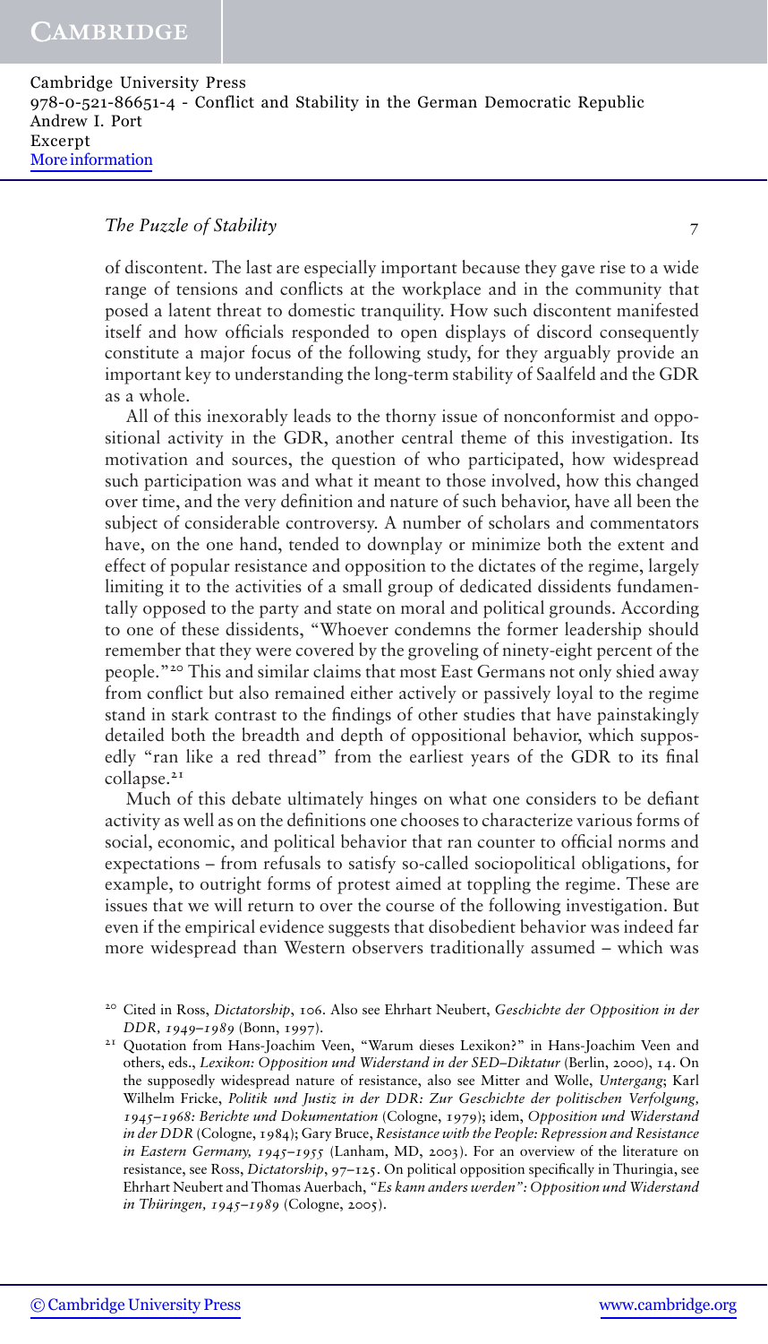of discontent. The last are especially important because they gave rise to a wide range of tensions and conflicts at the workplace and in the community that posed a latent threat to domestic tranquility. How such discontent manifested itself and how officials responded to open displays of discord consequently constitute a major focus of the following study, for they arguably provide an important key to understanding the long-term stability of Saalfeld and the GDR as a whole.

All of this inexorably leads to the thorny issue of nonconformist and oppositional activity in the GDR, another central theme of this investigation. Its motivation and sources, the question of who participated, how widespread such participation was and what it meant to those involved, how this changed over time, and the very definition and nature of such behavior, have all been the subject of considerable controversy. A number of scholars and commentators have, on the one hand, tended to downplay or minimize both the extent and effect of popular resistance and opposition to the dictates of the regime, largely limiting it to the activities of a small group of dedicated dissidents fundamentally opposed to the party and state on moral and political grounds. According to one of these dissidents, "Whoever condemns the former leadership should remember that they were covered by the groveling of ninety-eight percent of the people."[20] This and similar claims that most East Germans not only shied away from conflict but also remained either actively or passively loyal to the regime stand in stark contrast to the findings of other studies that have painstakingly detailed both the breadth and depth of oppositional behavior, which supposedly "ran like a red thread" from the earliest years of the GDR to its final collapse.[21]

Much of this debate ultimately hinges on what one considers to be defiant activity as well as on the definitions one chooses to characterize various forms of social, economic, and political behavior that ran counter to official norms and expectations – from refusals to satisfy so-called sociopolitical obligations, for example, to outright forms of protest aimed at toppling the regime. These are issues that we will return to over the course of the following investigation. But even if the empirical evidence suggests that disobedient behavior was indeed far more widespread than Western observers traditionally assumed – which was

[20] Cited in Ross, *Dictatorship*, 106. Also see Ehrhart Neubert, *Geschichte der Opposition in der DDR, 1949–1989* (Bonn, 1997).

[21] Quotation from Hans-Joachim Veen, "Warum dieses Lexikon?" in Hans-Joachim Veen and others, eds., *Lexikon: Opposition und Widerstand in der SED–Diktatur* (Berlin, 2000), 14. On the supposedly widespread nature of resistance, also see Mitter and Wolle, *Untergang*; Karl Wilhelm Fricke, *Politik und Justiz in der DDR: Zur Geschichte der politischen Verfolgung, 1945–1968: Berichte und Dokumentation* (Cologne, 1979); idem, *Opposition und Widerstand in der DDR* (Cologne, 1984); Gary Bruce, *Resistance with the People: Repression and Resistance in Eastern Germany, 1945–1955* (Lanham, MD, 2003). For an overview of the literature on resistance, see Ross, *Dictatorship*, 97–125. On political opposition specifically in Thuringia, see Ehrhart Neubert and Thomas Auerbach, *"Es kann anders werden": Opposition und Widerstand in Thüringen, 1945–1989* (Cologne, 2005).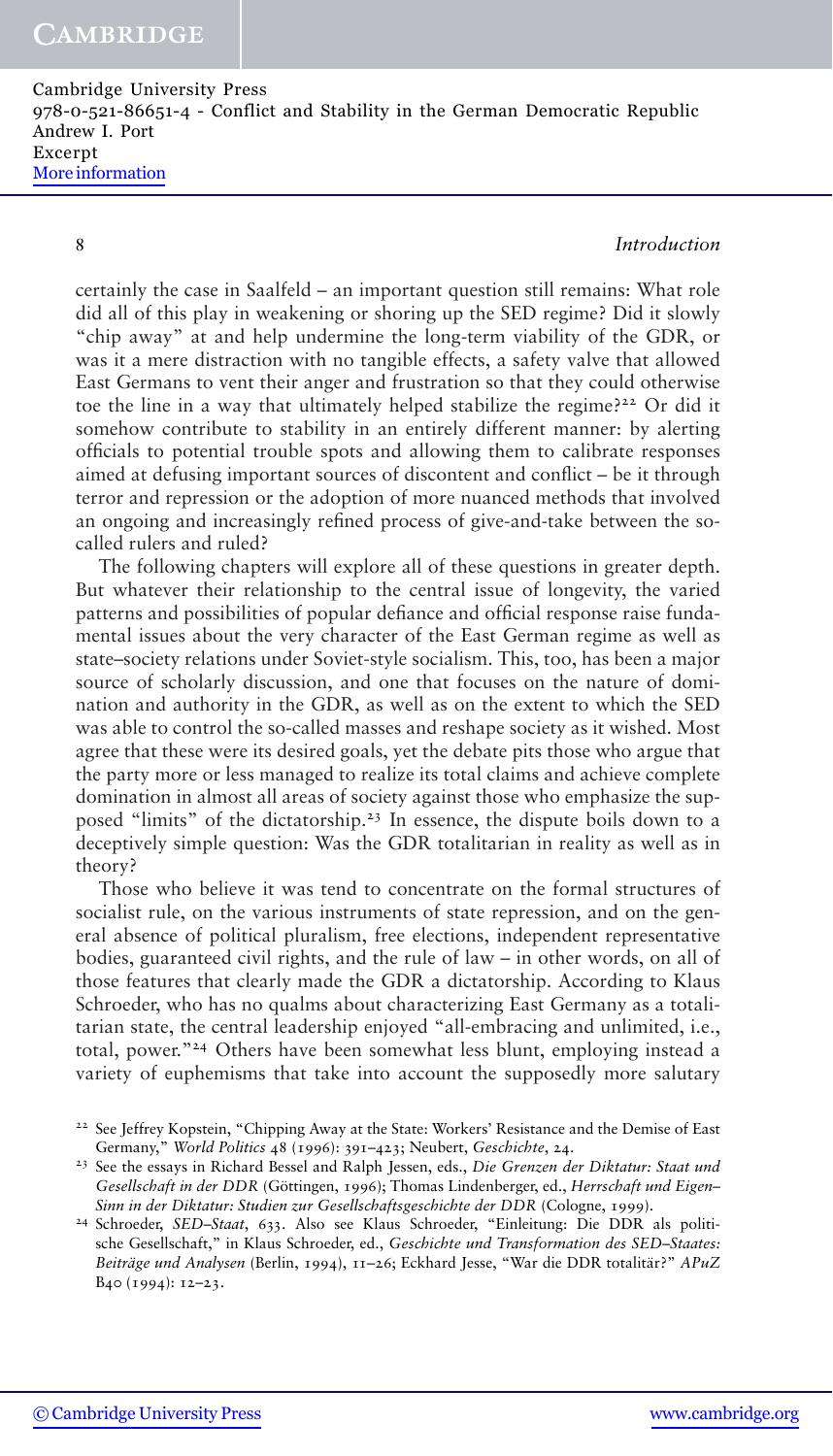certainly the case in Saalfeld – an important question still remains: What role did all of this play in weakening or shoring up the SED regime? Did it slowly "chip away" at and help undermine the long-term viability of the GDR, or was it a mere distraction with no tangible effects, a safety valve that allowed East Germans to vent their anger and frustration so that they could otherwise toe the line in a way that ultimately helped stabilize the regime?[22] Or did it somehow contribute to stability in an entirely different manner: by alerting officials to potential trouble spots and allowing them to calibrate responses aimed at defusing important sources of discontent and conflict – be it through terror and repression or the adoption of more nuanced methods that involved an ongoing and increasingly refined process of give-and-take between the so-called rulers and ruled?

The following chapters will explore all of these questions in greater depth. But whatever their relationship to the central issue of longevity, the varied patterns and possibilities of popular defiance and official response raise fundamental issues about the very character of the East German regime as well as state–society relations under Soviet-style socialism. This, too, has been a major source of scholarly discussion, and one that focuses on the nature of domination and authority in the GDR, as well as on the extent to which the SED was able to control the so-called masses and reshape society as it wished. Most agree that these were its desired goals, yet the debate pits those who argue that the party more or less managed to realize its total claims and achieve complete domination in almost all areas of society against those who emphasize the supposed "limits" of the dictatorship.[23] In essence, the dispute boils down to a deceptively simple question: Was the GDR totalitarian in reality as well as in theory?

Those who believe it was tend to concentrate on the formal structures of socialist rule, on the various instruments of state repression, and on the general absence of political pluralism, free elections, independent representative bodies, guaranteed civil rights, and the rule of law – in other words, on all of those features that clearly made the GDR a dictatorship. According to Klaus Schroeder, who has no qualms about characterizing East Germany as a totalitarian state, the central leadership enjoyed "all-embracing and unlimited, i.e., total, power."[24] Others have been somewhat less blunt, employing instead a variety of euphemisms that take into account the supposedly more salutary

[22] See Jeffrey Kopstein, "Chipping Away at the State: Workers' Resistance and the Demise of East Germany," *World Politics* 48 (1996): 391–423; Neubert, *Geschichte*, 24.

[23] See the essays in Richard Bessel and Ralph Jessen, eds., *Die Grenzen der Diktatur: Staat und Gesellschaft in der DDR* (Göttingen, 1996); Thomas Lindenberger, ed., *Herrschaft und Eigen–Sinn in der Diktatur: Studien zur Gesellschaftsgeschichte der DDR* (Cologne, 1999).

[24] Schroeder, *SED–Staat*, 633. Also see Klaus Schroeder, "Einleitung: Die DDR als politische Gesellschaft," in Klaus Schroeder, ed., *Geschichte und Transformation des SED–Staates: Beiträge und Analysen* (Berlin, 1994), 11–26; Eckhard Jesse, "War die DDR totalitär?" *APuZ* B40 (1994): 12–23.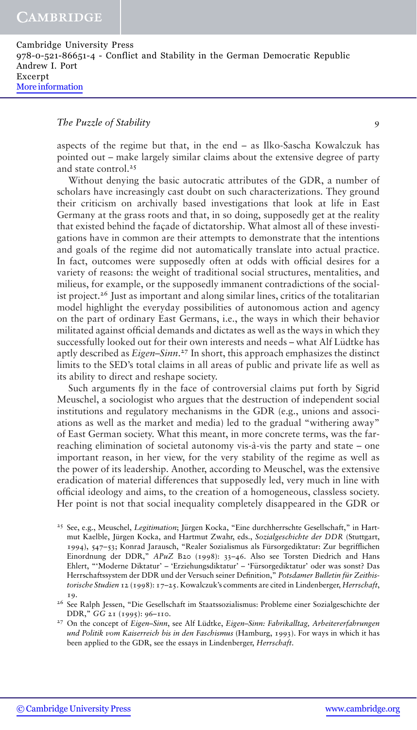aspects of the regime but that, in the end – as Ilko-Sascha Kowalczuk has pointed out – make largely similar claims about the extensive degree of party and state control.[25]

Without denying the basic autocratic attributes of the GDR, a number of scholars have increasingly cast doubt on such characterizations. They ground their criticism on archivally based investigations that look at life in East Germany at the grass roots and that, in so doing, supposedly get at the reality that existed behind the façade of dictatorship. What almost all of these investigations have in common are their attempts to demonstrate that the intentions and goals of the regime did not automatically translate into actual practice. In fact, outcomes were supposedly often at odds with official desires for a variety of reasons: the weight of traditional social structures, mentalities, and milieus, for example, or the supposedly immanent contradictions of the socialist project.[26] Just as important and along similar lines, critics of the totalitarian model highlight the everyday possibilities of autonomous action and agency on the part of ordinary East Germans, i.e., the ways in which their behavior militated against official demands and dictates as well as the ways in which they successfully looked out for their own interests and needs – what Alf Lüdtke has aptly described as *Eigen–Sinn*.[27] In short, this approach emphasizes the distinct limits to the SED's total claims in all areas of public and private life as well as its ability to direct and reshape society.

Such arguments fly in the face of controversial claims put forth by Sigrid Meuschel, a sociologist who argues that the destruction of independent social institutions and regulatory mechanisms in the GDR (e.g., unions and associations as well as the market and media) led to the gradual "withering away" of East German society. What this meant, in more concrete terms, was the far-reaching elimination of societal autonomy vis-à-vis the party and state – one important reason, in her view, for the very stability of the regime as well as the power of its leadership. Another, according to Meuschel, was the extensive eradication of material differences that supposedly led, very much in line with official ideology and aims, to the creation of a homogeneous, classless society. Her point is not that social inequality completely disappeared in the GDR or

[25] See, e.g., Meuschel, *Legitimation*; Jürgen Kocka, "Eine durchherrschte Gesellschaft," in Hartmut Kaelble, Jürgen Kocka, and Hartmut Zwahr, eds., *Sozialgeschichte der DDR* (Stuttgart, 1994), 547–53; Konrad Jarausch, "Realer Sozialismus als Fürsorgediktatur: Zur begrifflichen Einordnung der DDR," *APuZ* B20 (1998): 33–46. Also see Torsten Diedrich and Hans Ehlert, "'Moderne Diktatur' – 'Erziehungsdiktatur' – 'Fürsorgediktatur' oder was sonst? Das Herrschaftssystem der DDR und der Versuch seiner Definition," *Potsdamer Bulletin für Zeithistorische Studien* 12 (1998): 17–25. Kowalczuk's comments are cited in Lindenberger, *Herrschaft*, 19.

[26] See Ralph Jessen, "Die Gesellschaft im Staatssozialismus: Probleme einer Sozialgeschichte der DDR," *GG* 21 (1995): 96–110.

[27] On the concept of *Eigen–Sinn*, see Alf Lüdtke, *Eigen–Sinn: Fabrikalltag, Arbeitererfahrungen und Politik vom Kaiserreich bis in den Faschismus* (Hamburg, 1993). For ways in which it has been applied to the GDR, see the essays in Lindenberger, *Herrschaft*.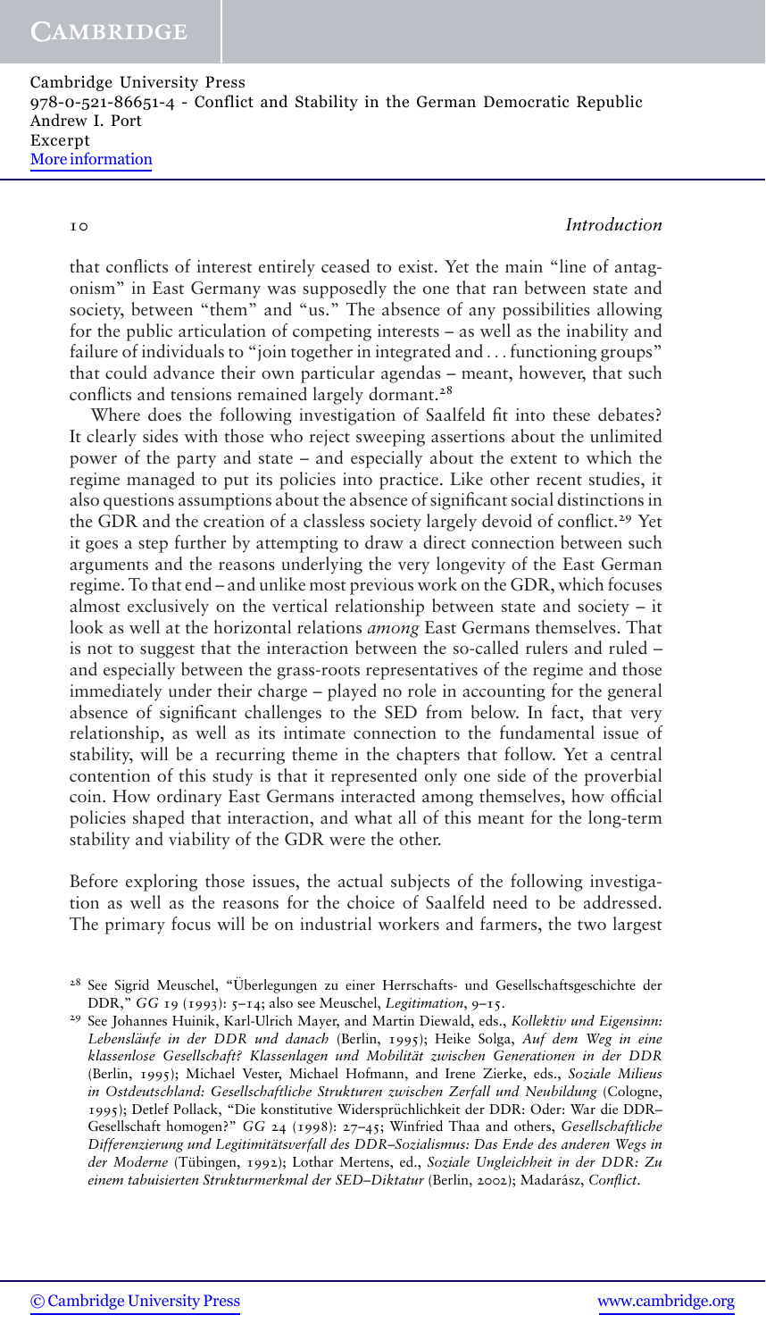that conflicts of interest entirely ceased to exist. Yet the main "line of antagonism" in East Germany was supposedly the one that ran between state and society, between "them" and "us." The absence of any possibilities allowing for the public articulation of competing interests – as well as the inability and failure of individuals to "join together in integrated and . . . functioning groups" that could advance their own particular agendas – meant, however, that such conflicts and tensions remained largely dormant.[28]

Where does the following investigation of Saalfeld fit into these debates? It clearly sides with those who reject sweeping assertions about the unlimited power of the party and state – and especially about the extent to which the regime managed to put its policies into practice. Like other recent studies, it also questions assumptions about the absence of significant social distinctions in the GDR and the creation of a classless society largely devoid of conflict.[29] Yet it goes a step further by attempting to draw a direct connection between such arguments and the reasons underlying the very longevity of the East German regime. To that end – and unlike most previous work on the GDR, which focuses almost exclusively on the vertical relationship between state and society – it look as well at the horizontal relations *among* East Germans themselves. That is not to suggest that the interaction between the so-called rulers and ruled – and especially between the grass-roots representatives of the regime and those immediately under their charge – played no role in accounting for the general absence of significant challenges to the SED from below. In fact, that very relationship, as well as its intimate connection to the fundamental issue of stability, will be a recurring theme in the chapters that follow. Yet a central contention of this study is that it represented only one side of the proverbial coin. How ordinary East Germans interacted among themselves, how official policies shaped that interaction, and what all of this meant for the long-term stability and viability of the GDR were the other.

Before exploring those issues, the actual subjects of the following investigation as well as the reasons for the choice of Saalfeld need to be addressed. The primary focus will be on industrial workers and farmers, the two largest

[28] See Sigrid Meuschel, "Überlegungen zu einer Herrschafts- und Gesellschaftsgeschichte der DDR," *GG* 19 (1993): 5–14; also see Meuschel, *Legitimation*, 9–15.

[29] See Johannes Huinik, Karl-Ulrich Mayer, and Martin Diewald, eds., *Kollektiv und Eigensinn: Lebensläufe in der DDR und danach* (Berlin, 1995); Heike Solga, *Auf dem Weg in eine klassenlose Gesellschaft? Klassenlagen und Mobilität zwischen Generationen in der DDR* (Berlin, 1995); Michael Vester, Michael Hofmann, and Irene Zierke, eds., *Soziale Milieus in Ostdeutschland: Gesellschaftliche Strukturen zwischen Zerfall und Neubildung* (Cologne, 1995); Detlef Pollack, "Die konstitutive Widersprüchlichkeit der DDR: Oder: War die DDR–Gesellschaft homogen?" *GG* 24 (1998): 27–45; Winfried Thaa and others, *Gesellschaftliche Differenzierung und Legitimitätsverfall des DDR–Sozialismus: Das Ende des anderen Wegs in der Moderne* (Tübingen, 1992); Lothar Mertens, ed., *Soziale Ungleichheit in der DDR: Zu einem tabuisierten Strukturmerkmal der SED–Diktatur* (Berlin, 2002); Madarász, *Conflict*.